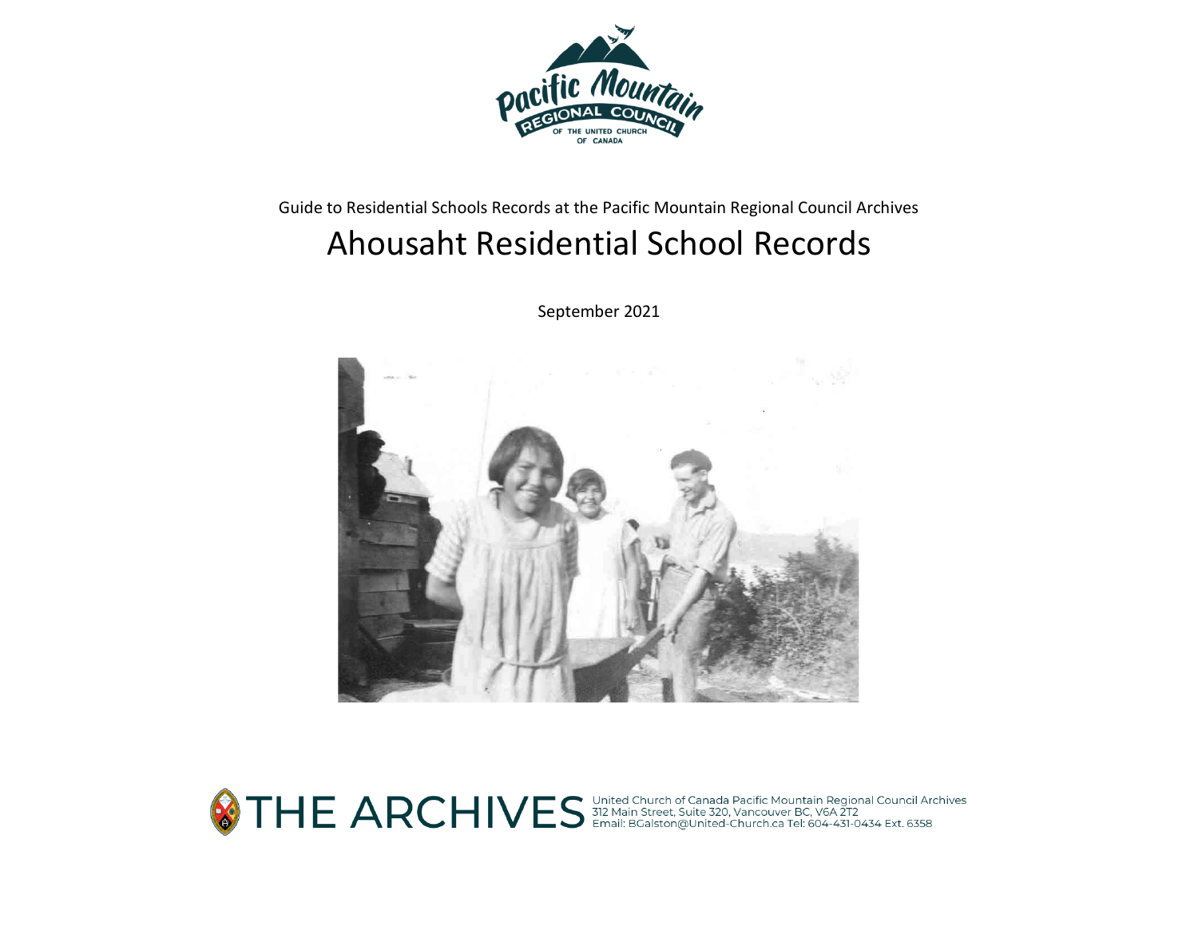Guide to Residential Schools Records at the Pacific Mountain Regional Council Archives

# Ahousaht Residential School Records

September 2021

THE ARCHIVES

United Church of Canada Pacific Mountain Regional Council Archives
312 Main Street, Suite 320, Vancouver BC, V6A 2T2
Email: BGalston@United-Church.ca Tel: 604-431-0434 Ext. 6358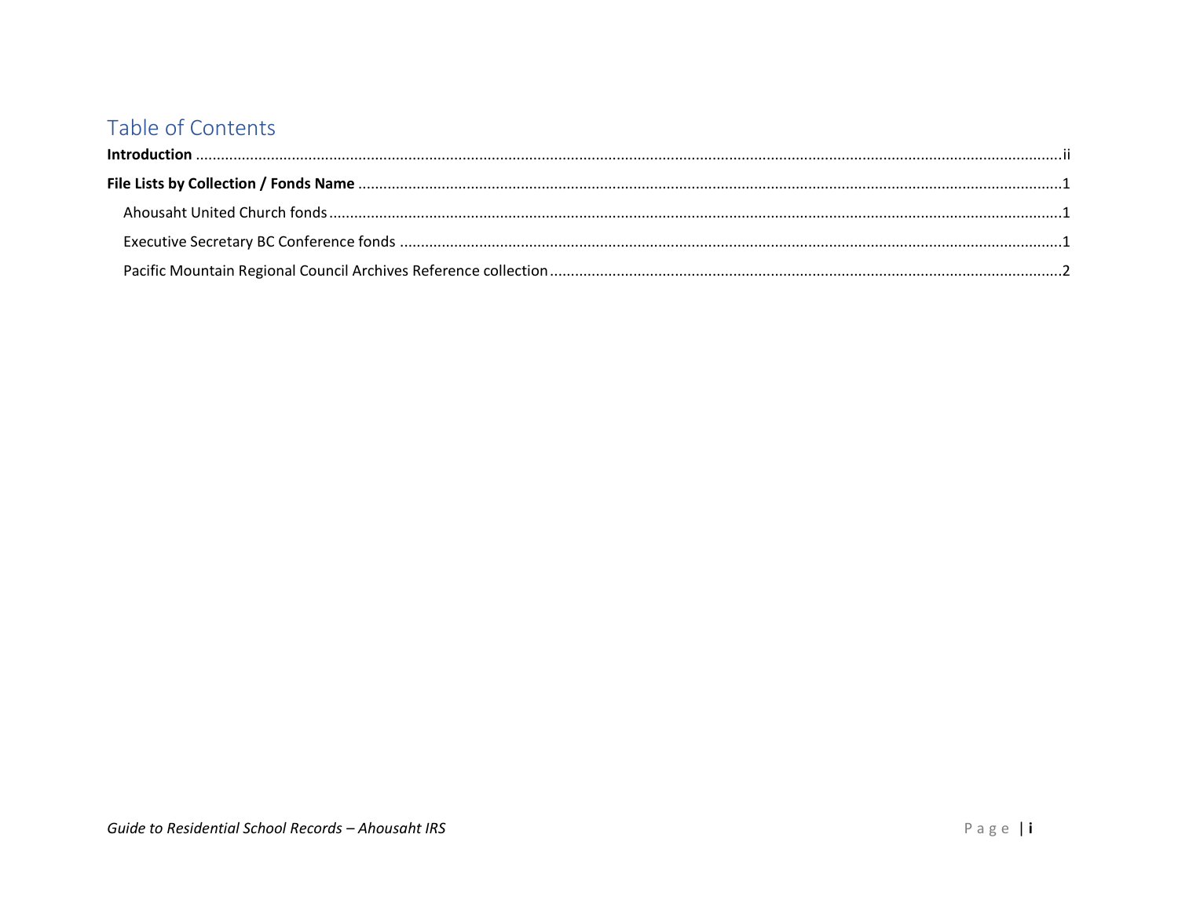# Table of Contents

**Introduction** ..... ii

**File Lists by Collection / Fonds Name** ..... 1

- Ahousaht United Church fonds ..... 1
- Executive Secretary BC Conference fonds ..... 1
- Pacific Mountain Regional Council Archives Reference collection ..... 2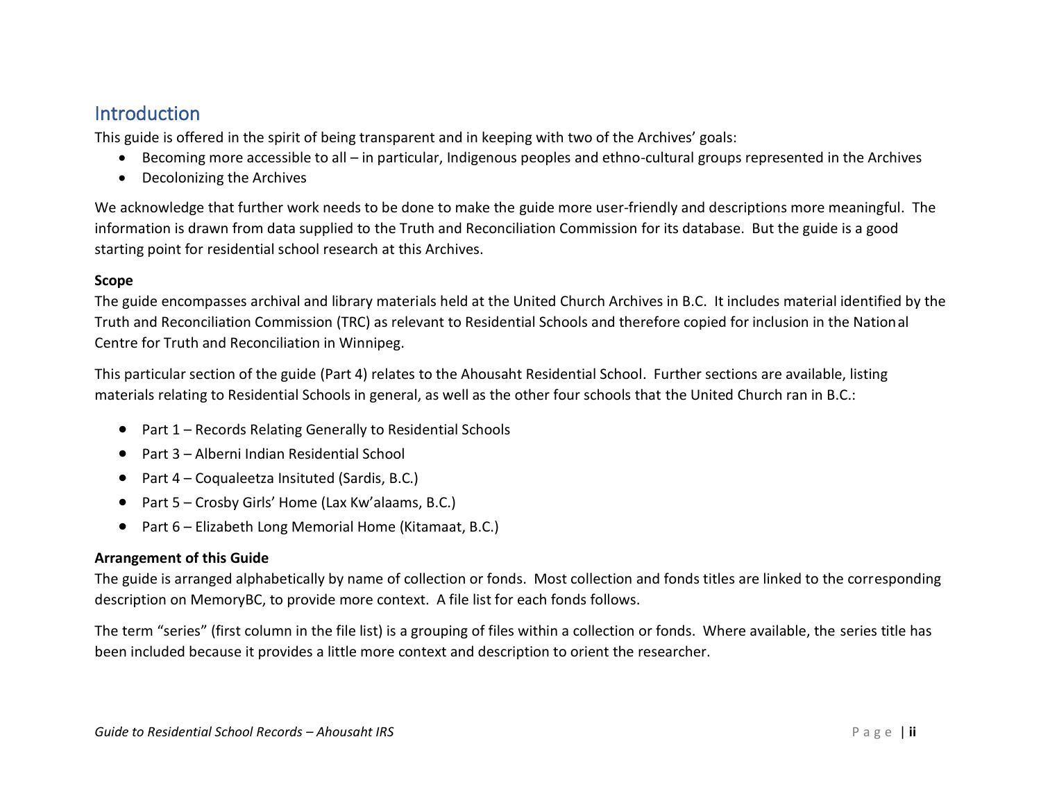## Introduction

This guide is offered in the spirit of being transparent and in keeping with two of the Archives' goals:

- Becoming more accessible to all – in particular, Indigenous peoples and ethno-cultural groups represented in the Archives
- Decolonizing the Archives

We acknowledge that further work needs to be done to make the guide more user-friendly and descriptions more meaningful. The information is drawn from data supplied to the Truth and Reconciliation Commission for its database. But the guide is a good starting point for residential school research at this Archives.

**Scope**

The guide encompasses archival and library materials held at the United Church Archives in B.C. It includes material identified by the Truth and Reconciliation Commission (TRC) as relevant to Residential Schools and therefore copied for inclusion in the National Centre for Truth and Reconciliation in Winnipeg.

This particular section of the guide (Part 4) relates to the Ahousaht Residential School. Further sections are available, listing materials relating to Residential Schools in general, as well as the other four schools that the United Church ran in B.C.:

- Part 1 – Records Relating Generally to Residential Schools
- Part 3 – Alberni Indian Residential School
- Part 4 – Coqualeetza Insituted (Sardis, B.C.)
- Part 5 – Crosby Girls' Home (Lax Kw'alaams, B.C.)
- Part 6 – Elizabeth Long Memorial Home (Kitamaat, B.C.)

**Arrangement of this Guide**

The guide is arranged alphabetically by name of collection or fonds. Most collection and fonds titles are linked to the corresponding description on MemoryBC, to provide more context. A file list for each fonds follows.

The term "series" (first column in the file list) is a grouping of files within a collection or fonds. Where available, the series title has been included because it provides a little more context and description to orient the researcher.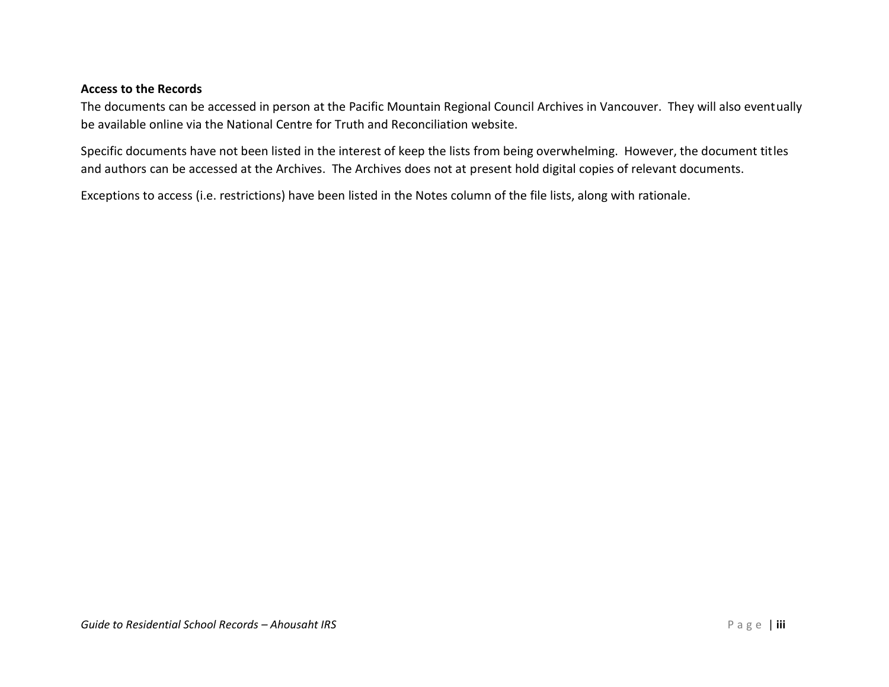**Access to the Records**

The documents can be accessed in person at the Pacific Mountain Regional Council Archives in Vancouver. They will also eventually be available online via the National Centre for Truth and Reconciliation website.

Specific documents have not been listed in the interest of keep the lists from being overwhelming. However, the document titles and authors can be accessed at the Archives. The Archives does not at present hold digital copies of relevant documents.

Exceptions to access (i.e. restrictions) have been listed in the Notes column of the file lists, along with rationale.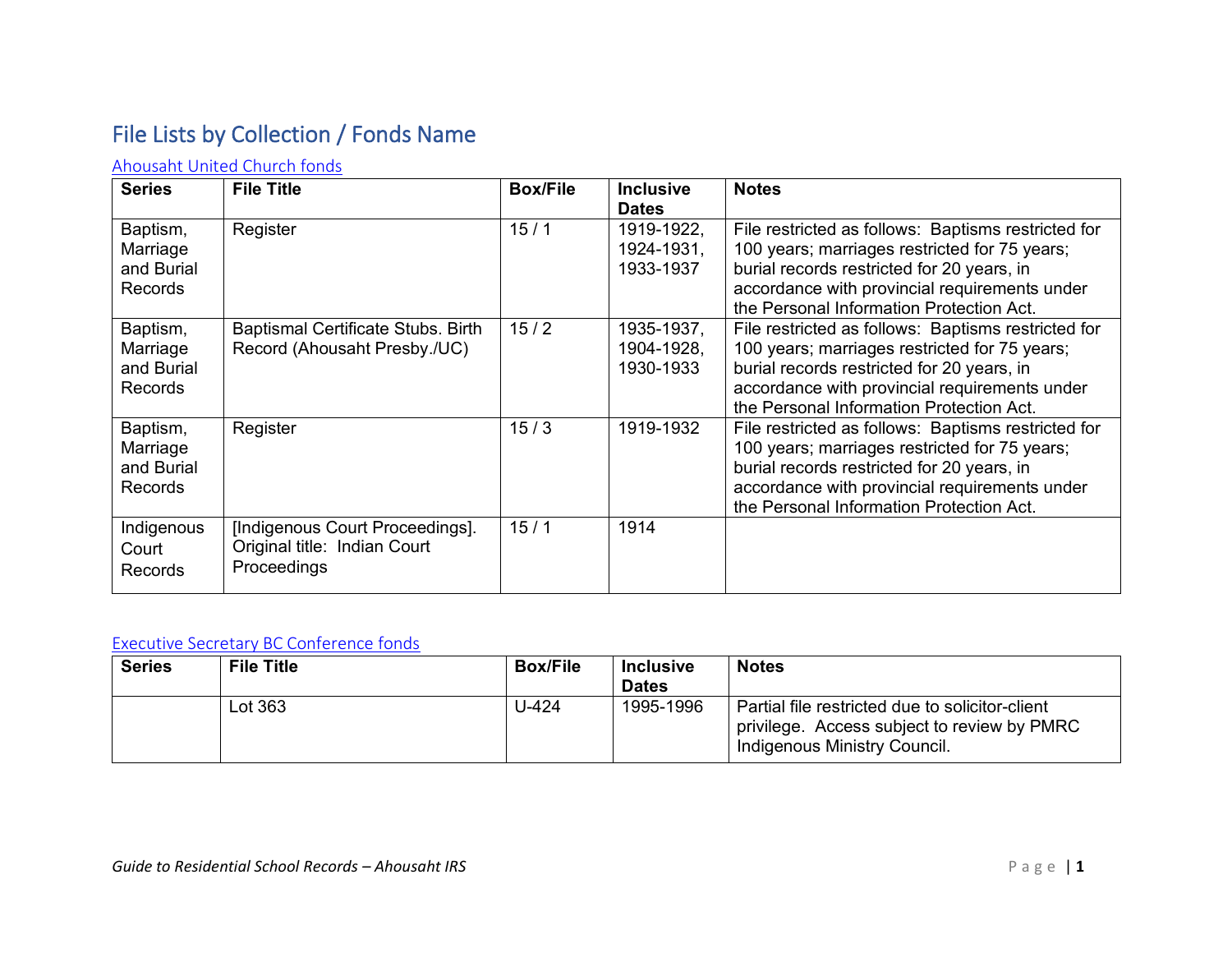# File Lists by Collection / Fonds Name

## Ahousaht United Church fonds

| Series | File Title | Box/File | Inclusive Dates | Notes |
|---|---|---|---|---|
| Baptism, Marriage and Burial Records | Register | 15 / 1 | 1919-1922, 1924-1931, 1933-1937 | File restricted as follows: Baptisms restricted for 100 years; marriages restricted for 75 years; burial records restricted for 20 years, in accordance with provincial requirements under the Personal Information Protection Act. |
| Baptism, Marriage and Burial Records | Baptismal Certificate Stubs. Birth Record (Ahousaht Presby./UC) | 15 / 2 | 1935-1937, 1904-1928, 1930-1933 | File restricted as follows: Baptisms restricted for 100 years; marriages restricted for 75 years; burial records restricted for 20 years, in accordance with provincial requirements under the Personal Information Protection Act. |
| Baptism, Marriage and Burial Records | Register | 15 / 3 | 1919-1932 | File restricted as follows: Baptisms restricted for 100 years; marriages restricted for 75 years; burial records restricted for 20 years, in accordance with provincial requirements under the Personal Information Protection Act. |
| Indigenous Court Records | [Indigenous Court Proceedings]. Original title: Indian Court Proceedings | 15 / 1 | 1914 | |

## Executive Secretary BC Conference fonds

| Series | File Title | Box/File | Inclusive Dates | Notes |
|---|---|---|---|---|
| | Lot 363 | U-424 | 1995-1996 | Partial file restricted due to solicitor-client privilege. Access subject to review by PMRC Indigenous Ministry Council. |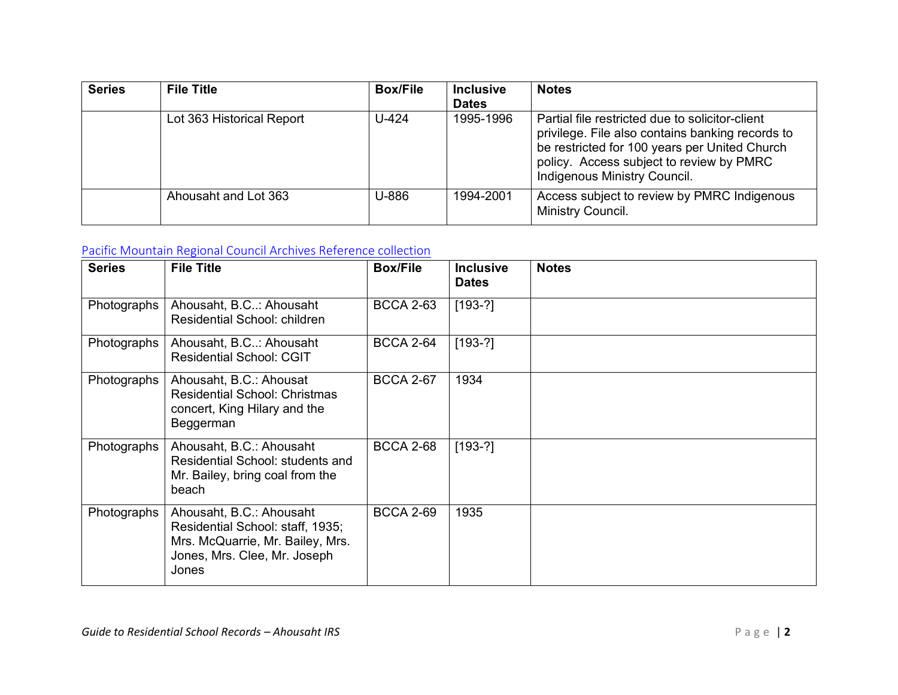| Series | File Title | Box/File | Inclusive Dates | Notes |
| --- | --- | --- | --- | --- |
| | Lot 363 Historical Report | U-424 | 1995-1996 | Partial file restricted due to solicitor-client privilege. File also contains banking records to be restricted for 100 years per United Church policy. Access subject to review by PMRC Indigenous Ministry Council. |
| | Ahousaht and Lot 363 | U-886 | 1994-2001 | Access subject to review by PMRC Indigenous Ministry Council. |

Pacific Mountain Regional Council Archives Reference collection

| Series | File Title | Box/File | Inclusive Dates | Notes |
| --- | --- | --- | --- | --- |
| Photographs | Ahousaht, B.C..: Ahousaht Residential School: children | BCCA 2-63 | [193-?] | |
| Photographs | Ahousaht, B.C..: Ahousaht Residential School: CGIT | BCCA 2-64 | [193-?] | |
| Photographs | Ahousaht, B.C.: Ahousat Residential School: Christmas concert, King Hilary and the Beggerman | BCCA 2-67 | 1934 | |
| Photographs | Ahousaht, B.C.: Ahousaht Residential School: students and Mr. Bailey, bring coal from the beach | BCCA 2-68 | [193-?] | |
| Photographs | Ahousaht, B.C.: Ahousaht Residential School: staff, 1935; Mrs. McQuarrie, Mr. Bailey, Mrs. Jones, Mrs. Clee, Mr. Joseph Jones | BCCA 2-69 | 1935 | |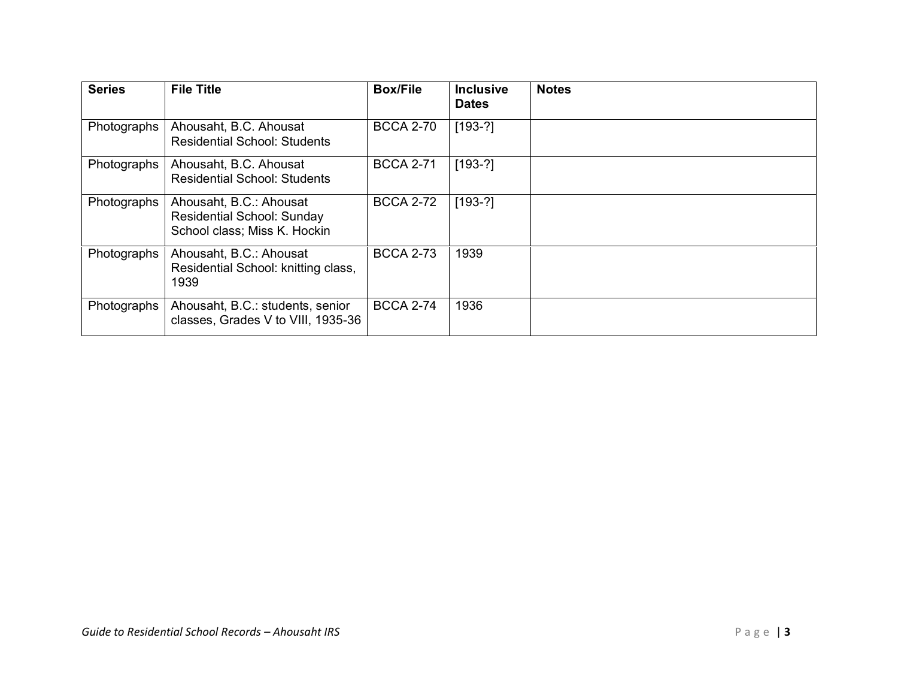| Series | File Title | Box/File | Inclusive Dates | Notes |
|---|---|---|---|---|
| Photographs | Ahousaht, B.C. Ahousat Residential School: Students | BCCA 2-70 | [193-?] | |
| Photographs | Ahousaht, B.C. Ahousat Residential School: Students | BCCA 2-71 | [193-?] | |
| Photographs | Ahousaht, B.C.: Ahousat Residential School: Sunday School class; Miss K. Hockin | BCCA 2-72 | [193-?] | |
| Photographs | Ahousaht, B.C.: Ahousat Residential School: knitting class, 1939 | BCCA 2-73 | 1939 | |
| Photographs | Ahousaht, B.C.: students, senior classes, Grades V to VIII, 1935-36 | BCCA 2-74 | 1936 | |